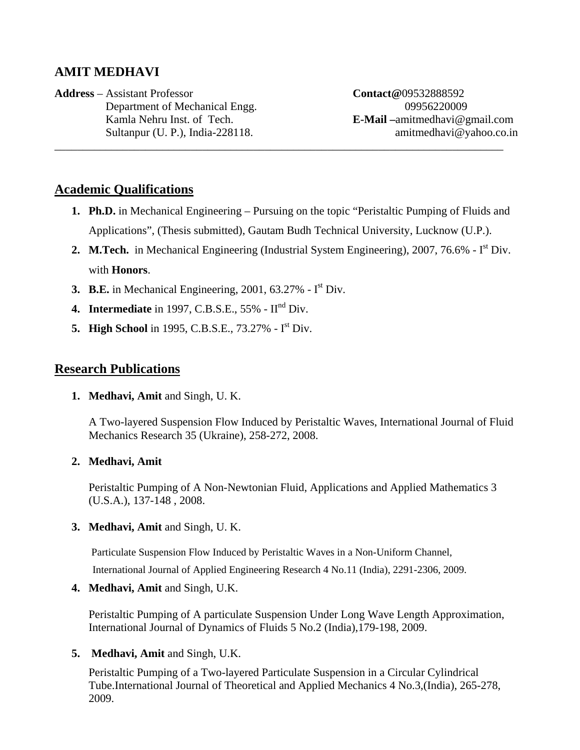# AMIT MEDHAVI

**Address** – Assistant Professor
Department of Mechanical Engg.
Kamla Nehru Inst. of Tech.
Sultanpur (U. P.), India-228118.

**Contact@**09532888592
09956220009
**E-Mail –**amitmedhavi@gmail.com
amitmedhavi@yahoo.co.in

---

## Academic Qualifications

1. **Ph.D.** in Mechanical Engineering – Pursuing on the topic "Peristaltic Pumping of Fluids and Applications", (Thesis submitted), Gautam Budh Technical University, Lucknow (U.P.).
2. **M.Tech.** in Mechanical Engineering (Industrial System Engineering), 2007, 76.6% - I[st] Div. with **Honors**.
3. **B.E.** in Mechanical Engineering, 2001, 63.27% - I[st] Div.
4. **Intermediate** in 1997, C.B.S.E., 55% - II[nd] Div.
5. **High School** in 1995, C.B.S.E., 73.27% - I[st] Div.

## Research Publications

1. **Medhavi, Amit** and Singh, U. K.

   A Two-layered Suspension Flow Induced by Peristaltic Waves, International Journal of Fluid Mechanics Research 35 (Ukraine), 258-272, 2008.

2. **Medhavi, Amit**

   Peristaltic Pumping of A Non-Newtonian Fluid, Applications and Applied Mathematics 3 (U.S.A.), 137-148 , 2008.

3. **Medhavi, Amit** and Singh, U. K.

   Particulate Suspension Flow Induced by Peristaltic Waves in a Non-Uniform Channel, International Journal of Applied Engineering Research 4 No.11 (India), 2291-2306, 2009.

4. **Medhavi, Amit** and Singh, U.K.

   Peristaltic Pumping of A particulate Suspension Under Long Wave Length Approximation, International Journal of Dynamics of Fluids 5 No.2 (India),179-198, 2009.

5. **Medhavi, Amit** and Singh, U.K.

   Peristaltic Pumping of a Two-layered Particulate Suspension in a Circular Cylindrical Tube.International Journal of Theoretical and Applied Mechanics 4 No.3,(India), 265-278, 2009.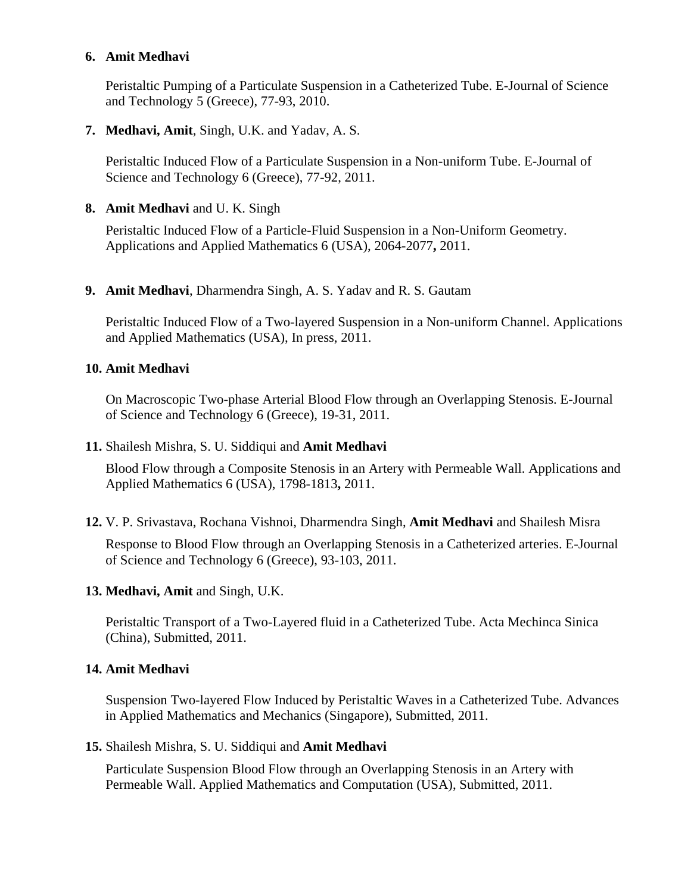6. **Amit Medhavi**

   Peristaltic Pumping of a Particulate Suspension in a Catheterized Tube. E-Journal of Science and Technology 5 (Greece), 77-93, 2010.

7. **Medhavi, Amit**, Singh, U.K. and Yadav, A. S.

   Peristaltic Induced Flow of a Particulate Suspension in a Non-uniform Tube. E-Journal of Science and Technology 6 (Greece), 77-92, 2011.

8. **Amit Medhavi** and U. K. Singh

   Peristaltic Induced Flow of a Particle-Fluid Suspension in a Non-Uniform Geometry. Applications and Applied Mathematics 6 (USA), 2064-2077**,** 2011.

9. **Amit Medhavi**, Dharmendra Singh, A. S. Yadav and R. S. Gautam

   Peristaltic Induced Flow of a Two-layered Suspension in a Non-uniform Channel. Applications and Applied Mathematics (USA), In press, 2011.

10. **Amit Medhavi**

    On Macroscopic Two-phase Arterial Blood Flow through an Overlapping Stenosis. E-Journal of Science and Technology 6 (Greece), 19-31, 2011.

11. Shailesh Mishra, S. U. Siddiqui and **Amit Medhavi**

    Blood Flow through a Composite Stenosis in an Artery with Permeable Wall. Applications and Applied Mathematics 6 (USA), 1798-1813**,** 2011.

12. V. P. Srivastava, Rochana Vishnoi, Dharmendra Singh, **Amit Medhavi** and Shailesh Misra

    Response to Blood Flow through an Overlapping Stenosis in a Catheterized arteries. E-Journal of Science and Technology 6 (Greece), 93-103, 2011.

13. **Medhavi, Amit** and Singh, U.K.

    Peristaltic Transport of a Two-Layered fluid in a Catheterized Tube. Acta Mechinca Sinica (China), Submitted, 2011.

14. **Amit Medhavi**

    Suspension Two-layered Flow Induced by Peristaltic Waves in a Catheterized Tube. Advances in Applied Mathematics and Mechanics (Singapore), Submitted, 2011.

15. Shailesh Mishra, S. U. Siddiqui and **Amit Medhavi**

    Particulate Suspension Blood Flow through an Overlapping Stenosis in an Artery with Permeable Wall. Applied Mathematics and Computation (USA), Submitted, 2011.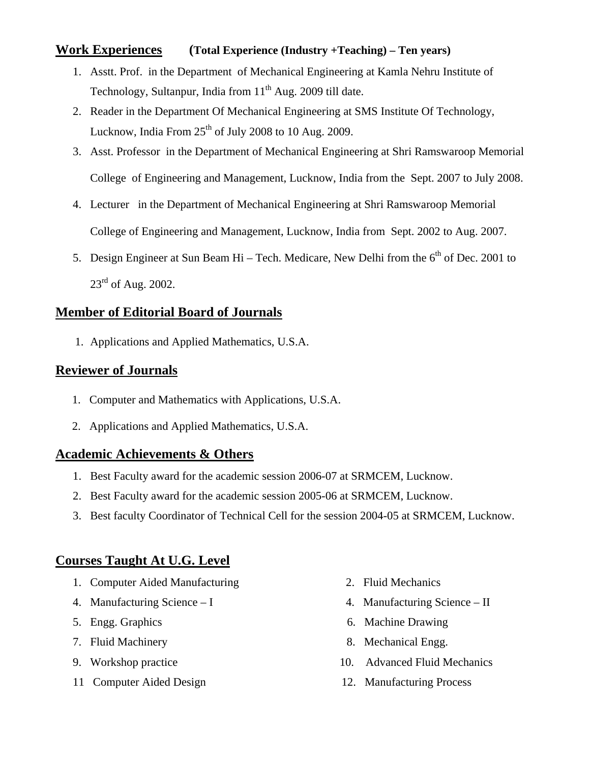## Work Experiences (Total Experience (Industry +Teaching) – Ten years)

1. Asstt. Prof. in the Department of Mechanical Engineering at Kamla Nehru Institute of Technology, Sultanpur, India from 11th Aug. 2009 till date.
2. Reader in the Department Of Mechanical Engineering at SMS Institute Of Technology, Lucknow, India From 25th of July 2008 to 10 Aug. 2009.
3. Asst. Professor in the Department of Mechanical Engineering at Shri Ramswaroop Memorial College of Engineering and Management, Lucknow, India from the Sept. 2007 to July 2008.
4. Lecturer in the Department of Mechanical Engineering at Shri Ramswaroop Memorial College of Engineering and Management, Lucknow, India from Sept. 2002 to Aug. 2007.
5. Design Engineer at Sun Beam Hi – Tech. Medicare, New Delhi from the 6th of Dec. 2001 to 23rd of Aug. 2002.

## Member of Editorial Board of Journals

1. Applications and Applied Mathematics, U.S.A.

## Reviewer of Journals

1. Computer and Mathematics with Applications, U.S.A.
2. Applications and Applied Mathematics, U.S.A.

## Academic Achievements & Others

1. Best Faculty award for the academic session 2006-07 at SRMCEM, Lucknow.
2. Best Faculty award for the academic session 2005-06 at SRMCEM, Lucknow.
3. Best faculty Coordinator of Technical Cell for the session 2004-05 at SRMCEM, Lucknow.

## Courses Taught At U.G. Level

1. Computer Aided Manufacturing
2. Fluid Mechanics
4. Manufacturing Science – I
4. Manufacturing Science – II
5. Engg. Graphics
6. Machine Drawing
7. Fluid Machinery
8. Mechanical Engg.
9. Workshop practice
10. Advanced Fluid Mechanics
11 Computer Aided Design
12. Manufacturing Process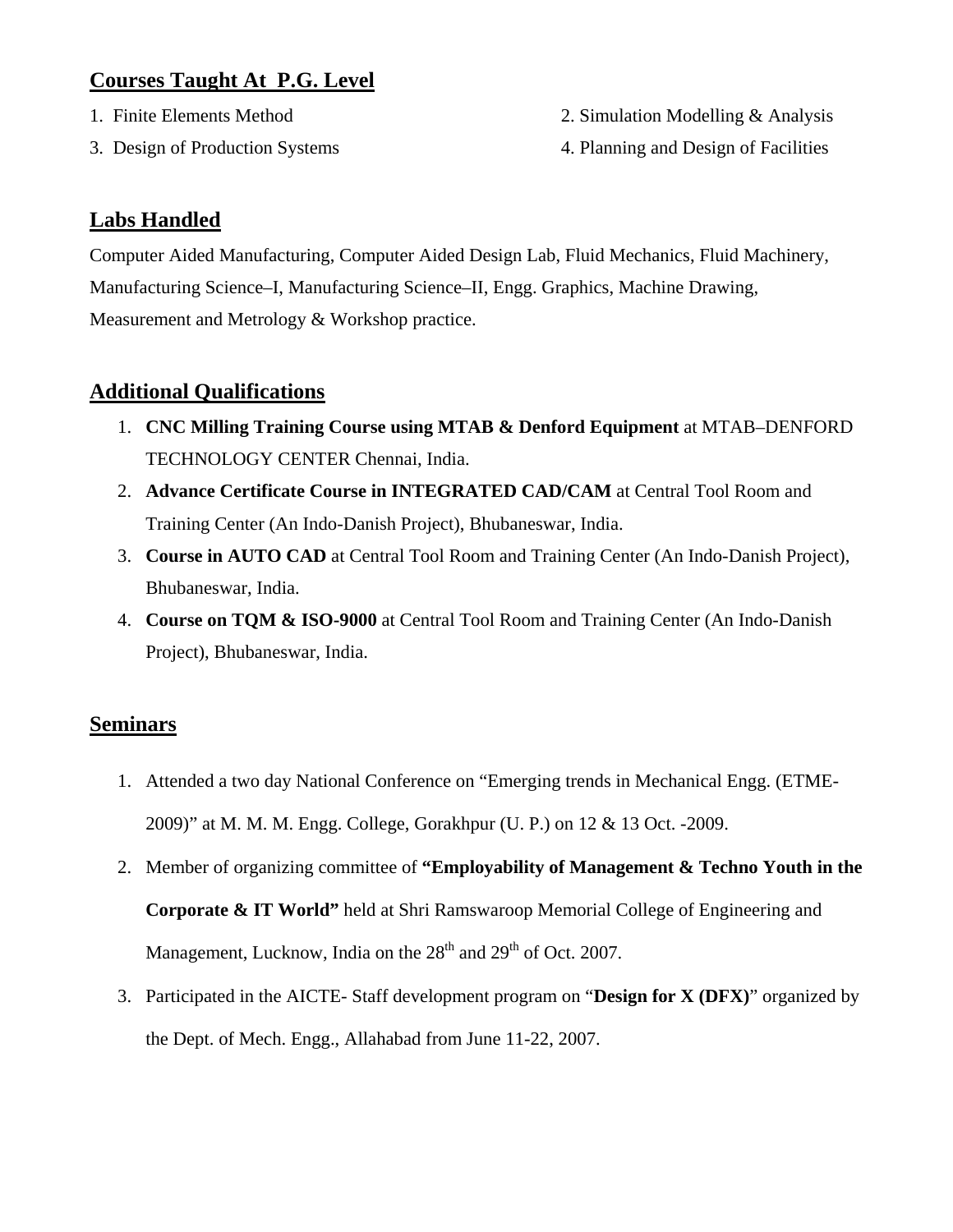## Courses Taught At P.G. Level

1. Finite Elements Method
2. Simulation Modelling & Analysis
3. Design of Production Systems
4. Planning and Design of Facilities

## Labs Handled

Computer Aided Manufacturing, Computer Aided Design Lab, Fluid Mechanics, Fluid Machinery, Manufacturing Science–I, Manufacturing Science–II, Engg. Graphics, Machine Drawing, Measurement and Metrology & Workshop practice.

## Additional Qualifications

1. **CNC Milling Training Course using MTAB & Denford Equipment** at MTAB–DENFORD TECHNOLOGY CENTER Chennai, India.
2. **Advance Certificate Course in INTEGRATED CAD/CAM** at Central Tool Room and Training Center (An Indo-Danish Project), Bhubaneswar, India.
3. **Course in AUTO CAD** at Central Tool Room and Training Center (An Indo-Danish Project), Bhubaneswar, India.
4. **Course on TQM & ISO-9000** at Central Tool Room and Training Center (An Indo-Danish Project), Bhubaneswar, India.

## Seminars

1. Attended a two day National Conference on "Emerging trends in Mechanical Engg. (ETME-2009)" at M. M. M. Engg. College, Gorakhpur (U. P.) on 12 & 13 Oct. -2009.
2. Member of organizing committee of **"Employability of Management & Techno Youth in the Corporate & IT World"** held at Shri Ramswaroop Memorial College of Engineering and Management, Lucknow, India on the 28th and 29th of Oct. 2007.
3. Participated in the AICTE- Staff development program on "**Design for X (DFX)**" organized by the Dept. of Mech. Engg., Allahabad from June 11-22, 2007.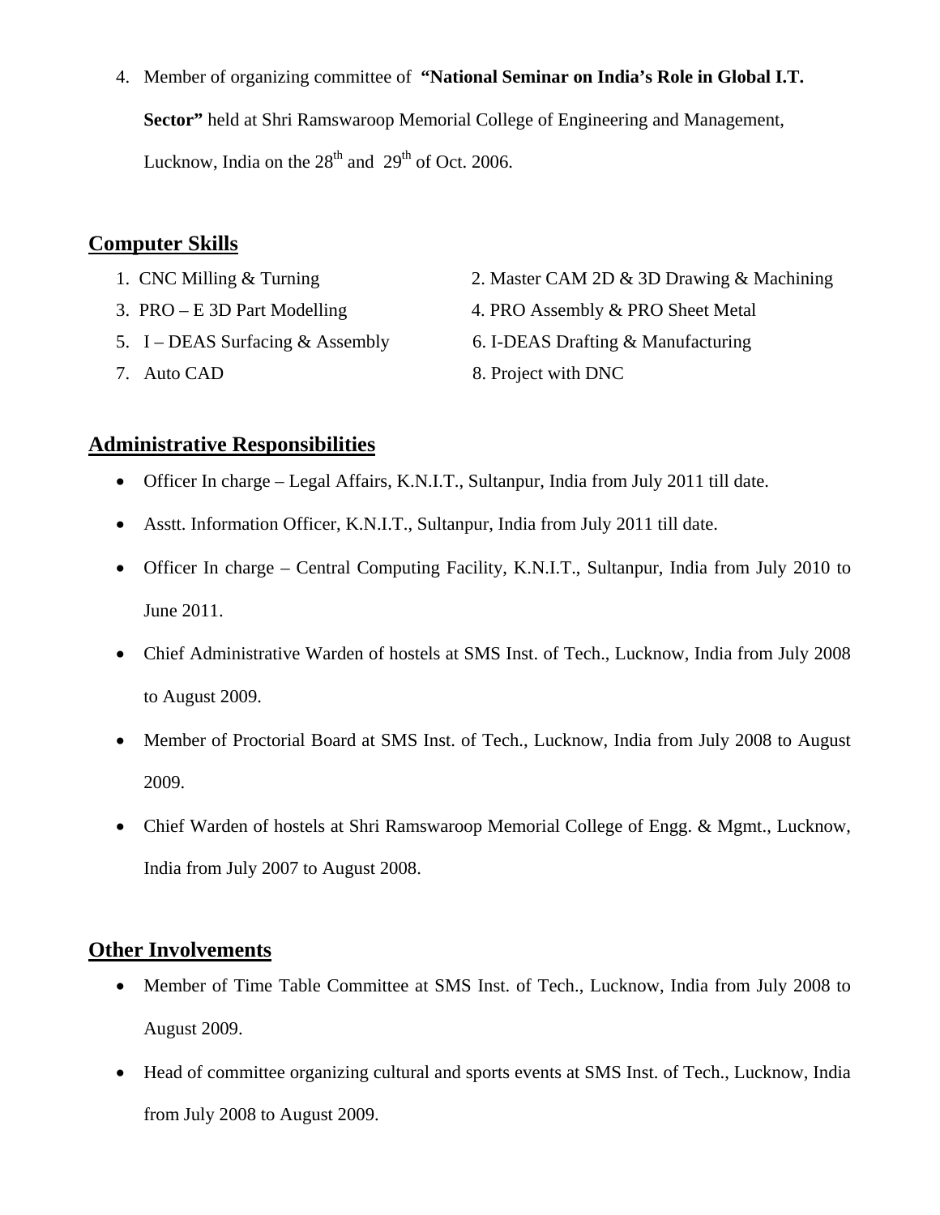4. Member of organizing committee of **"National Seminar on India's Role in Global I.T. Sector"** held at Shri Ramswaroop Memorial College of Engineering and Management, Lucknow, India on the 28th and 29th of Oct. 2006.

## Computer Skills

1. CNC Milling & Turning
2. Master CAM 2D & 3D Drawing & Machining
3. PRO – E 3D Part Modelling
4. PRO Assembly & PRO Sheet Metal
5. I – DEAS Surfacing & Assembly
6. I-DEAS Drafting & Manufacturing
7. Auto CAD
8. Project with DNC

## Administrative Responsibilities

- Officer In charge – Legal Affairs, K.N.I.T., Sultanpur, India from July 2011 till date.
- Asstt. Information Officer, K.N.I.T., Sultanpur, India from July 2011 till date.
- Officer In charge – Central Computing Facility, K.N.I.T., Sultanpur, India from July 2010 to June 2011.
- Chief Administrative Warden of hostels at SMS Inst. of Tech., Lucknow, India from July 2008 to August 2009.
- Member of Proctorial Board at SMS Inst. of Tech., Lucknow, India from July 2008 to August 2009.
- Chief Warden of hostels at Shri Ramswaroop Memorial College of Engg. & Mgmt., Lucknow, India from July 2007 to August 2008.

## Other Involvements

- Member of Time Table Committee at SMS Inst. of Tech., Lucknow, India from July 2008 to August 2009.
- Head of committee organizing cultural and sports events at SMS Inst. of Tech., Lucknow, India from July 2008 to August 2009.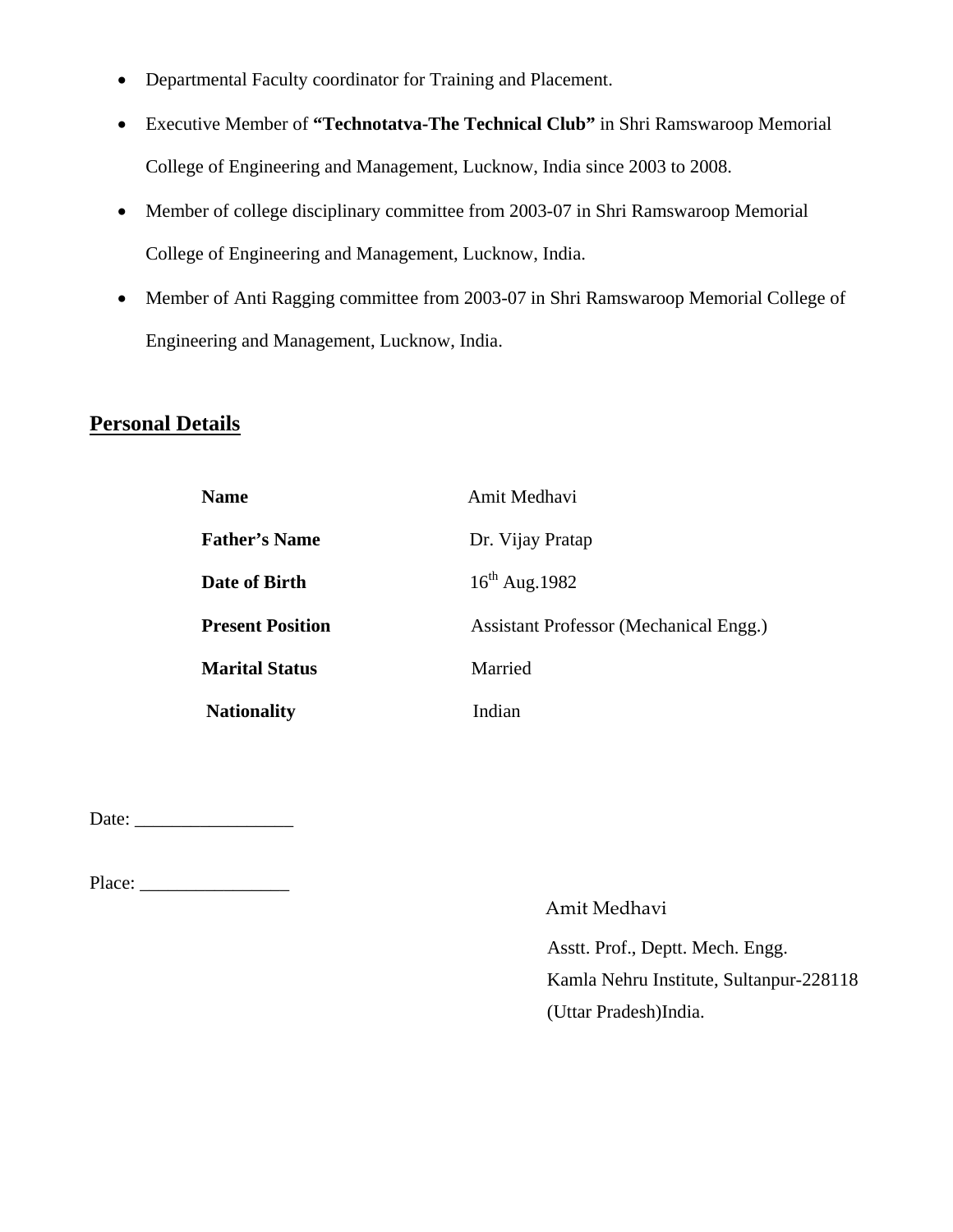- Departmental Faculty coordinator for Training and Placement.
- Executive Member of **"Technotatva-The Technical Club"** in Shri Ramswaroop Memorial College of Engineering and Management, Lucknow, India since 2003 to 2008.
- Member of college disciplinary committee from 2003-07 in Shri Ramswaroop Memorial College of Engineering and Management, Lucknow, India.
- Member of Anti Ragging committee from 2003-07 in Shri Ramswaroop Memorial College of Engineering and Management, Lucknow, India.

## Personal Details

| | |
|---|---|
| **Name** | Amit Medhavi |
| **Father's Name** | Dr. Vijay Pratap |
| **Date of Birth** | 16th Aug.1982 |
| **Present Position** | Assistant Professor (Mechanical Engg.) |
| **Marital Status** | Married |
| **Nationality** | Indian |

Date: _________________

Place: ________________

Amit Medhavi

Asstt. Prof., Deptt. Mech. Engg.
Kamla Nehru Institute, Sultanpur-228118
(Uttar Pradesh)India.